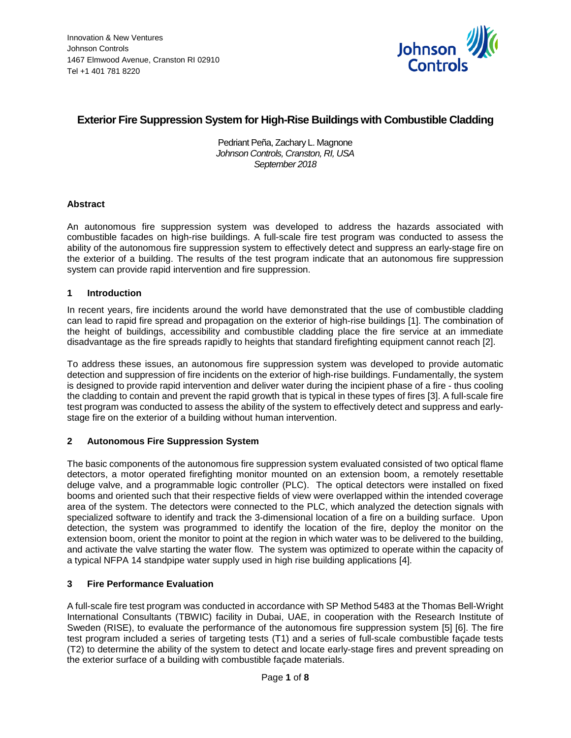Innovation & New Ventures
Johnson Controls
1467 Elmwood Avenue, Cranston RI 02910
Tel +1 401 781 8220

# Exterior Fire Suppression System for High-Rise Buildings with Combustible Cladding

Pedriant Peña, Zachary L. Magnone
*Johnson Controls, Cranston, RI, USA*
*September 2018*

### Abstract

An autonomous fire suppression system was developed to address the hazards associated with combustible facades on high-rise buildings. A full-scale fire test program was conducted to assess the ability of the autonomous fire suppression system to effectively detect and suppress an early-stage fire on the exterior of a building. The results of the test program indicate that an autonomous fire suppression system can provide rapid intervention and fire suppression.

## 1 Introduction

In recent years, fire incidents around the world have demonstrated that the use of combustible cladding can lead to rapid fire spread and propagation on the exterior of high-rise buildings [1]. The combination of the height of buildings, accessibility and combustible cladding place the fire service at an immediate disadvantage as the fire spreads rapidly to heights that standard firefighting equipment cannot reach [2].

To address these issues, an autonomous fire suppression system was developed to provide automatic detection and suppression of fire incidents on the exterior of high-rise buildings. Fundamentally, the system is designed to provide rapid intervention and deliver water during the incipient phase of a fire - thus cooling the cladding to contain and prevent the rapid growth that is typical in these types of fires [3]. A full-scale fire test program was conducted to assess the ability of the system to effectively detect and suppress and early-stage fire on the exterior of a building without human intervention.

## 2 Autonomous Fire Suppression System

The basic components of the autonomous fire suppression system evaluated consisted of two optical flame detectors, a motor operated firefighting monitor mounted on an extension boom, a remotely resettable deluge valve, and a programmable logic controller (PLC). The optical detectors were installed on fixed booms and oriented such that their respective fields of view were overlapped within the intended coverage area of the system. The detectors were connected to the PLC, which analyzed the detection signals with specialized software to identify and track the 3-dimensional location of a fire on a building surface. Upon detection, the system was programmed to identify the location of the fire, deploy the monitor on the extension boom, orient the monitor to point at the region in which water was to be delivered to the building, and activate the valve starting the water flow. The system was optimized to operate within the capacity of a typical NFPA 14 standpipe water supply used in high rise building applications [4].

## 3 Fire Performance Evaluation

A full-scale fire test program was conducted in accordance with SP Method 5483 at the Thomas Bell-Wright International Consultants (TBWIC) facility in Dubai, UAE, in cooperation with the Research Institute of Sweden (RISE), to evaluate the performance of the autonomous fire suppression system [5] [6]. The fire test program included a series of targeting tests (T1) and a series of full-scale combustible façade tests (T2) to determine the ability of the system to detect and locate early-stage fires and prevent spreading on the exterior surface of a building with combustible façade materials.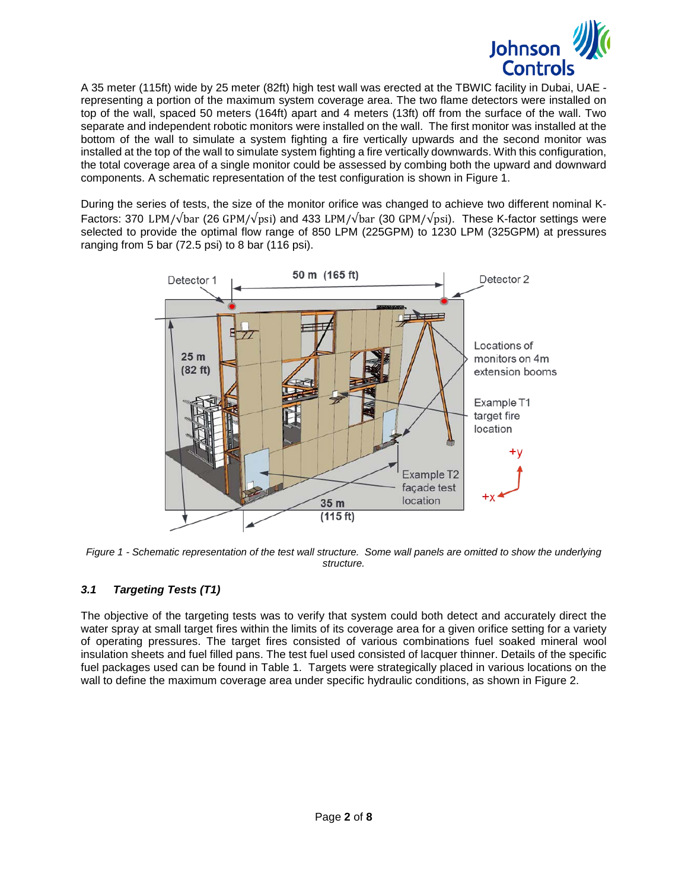A 35 meter (115ft) wide by 25 meter (82ft) high test wall was erected at the TBWIC facility in Dubai, UAE - representing a portion of the maximum system coverage area. The two flame detectors were installed on top of the wall, spaced 50 meters (164ft) apart and 4 meters (13ft) off from the surface of the wall. Two separate and independent robotic monitors were installed on the wall. The first monitor was installed at the bottom of the wall to simulate a system fighting a fire vertically upwards and the second monitor was installed at the top of the wall to simulate system fighting a fire vertically downwards. With this configuration, the total coverage area of a single monitor could be assessed by combing both the upward and downward components. A schematic representation of the test configuration is shown in Figure 1.

During the series of tests, the size of the monitor orifice was changed to achieve two different nominal K-Factors: 370 $\mathrm{LPM}/\sqrt{\mathrm{bar}}$ (26 $\mathrm{GPM}/\sqrt{\mathrm{psi}}$) and 433 $\mathrm{LPM}/\sqrt{\mathrm{bar}}$ (30 $\mathrm{GPM}/\sqrt{\mathrm{psi}}$). These K-factor settings were selected to provide the optimal flow range of 850 LPM (225GPM) to 1230 LPM (325GPM) at pressures ranging from 5 bar (72.5 psi) to 8 bar (116 psi).

*Figure 1 - Schematic representation of the test wall structure. Some wall panels are omitted to show the underlying structure.*

### *3.1 Targeting Tests (T1)*

The objective of the targeting tests was to verify that system could both detect and accurately direct the water spray at small target fires within the limits of its coverage area for a given orifice setting for a variety of operating pressures. The target fires consisted of various combinations fuel soaked mineral wool insulation sheets and fuel filled pans. The test fuel used consisted of lacquer thinner. Details of the specific fuel packages used can be found in Table 1. Targets were strategically placed in various locations on the wall to define the maximum coverage area under specific hydraulic conditions, as shown in Figure 2.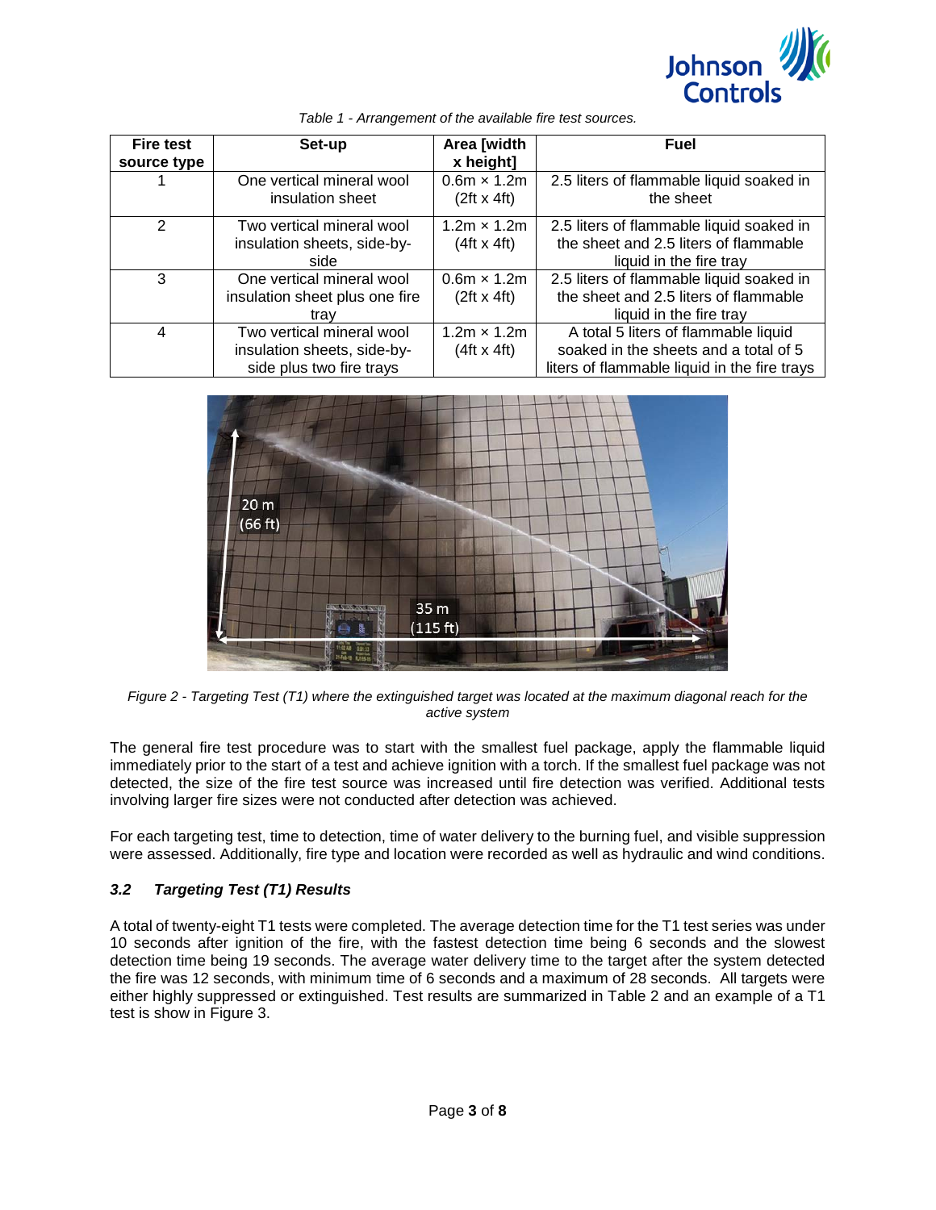*Table 1 - Arrangement of the available fire test sources.*

| Fire test source type | Set-up | Area [width x height] | Fuel |
|---|---|---|---|
| 1 | One vertical mineral wool insulation sheet | 0.6m × 1.2m (2ft x 4ft) | 2.5 liters of flammable liquid soaked in the sheet |
| 2 | Two vertical mineral wool insulation sheets, side-by-side | 1.2m × 1.2m (4ft x 4ft) | 2.5 liters of flammable liquid soaked in the sheet and 2.5 liters of flammable liquid in the fire tray |
| 3 | One vertical mineral wool insulation sheet plus one fire tray | 0.6m × 1.2m (2ft x 4ft) | 2.5 liters of flammable liquid soaked in the sheet and 2.5 liters of flammable liquid in the fire tray |
| 4 | Two vertical mineral wool insulation sheets, side-by-side plus two fire trays | 1.2m × 1.2m (4ft x 4ft) | A total 5 liters of flammable liquid soaked in the sheets and a total of 5 liters of flammable liquid in the fire trays |

*Figure 2 - Targeting Test (T1) where the extinguished target was located at the maximum diagonal reach for the active system*

The general fire test procedure was to start with the smallest fuel package, apply the flammable liquid immediately prior to the start of a test and achieve ignition with a torch. If the smallest fuel package was not detected, the size of the fire test source was increased until fire detection was verified. Additional tests involving larger fire sizes were not conducted after detection was achieved.

For each targeting test, time to detection, time of water delivery to the burning fuel, and visible suppression were assessed. Additionally, fire type and location were recorded as well as hydraulic and wind conditions.

### *3.2 Targeting Test (T1) Results*

A total of twenty-eight T1 tests were completed. The average detection time for the T1 test series was under 10 seconds after ignition of the fire, with the fastest detection time being 6 seconds and the slowest detection time being 19 seconds. The average water delivery time to the target after the system detected the fire was 12 seconds, with minimum time of 6 seconds and a maximum of 28 seconds. All targets were either highly suppressed or extinguished. Test results are summarized in Table 2 and an example of a T1 test is show in Figure 3.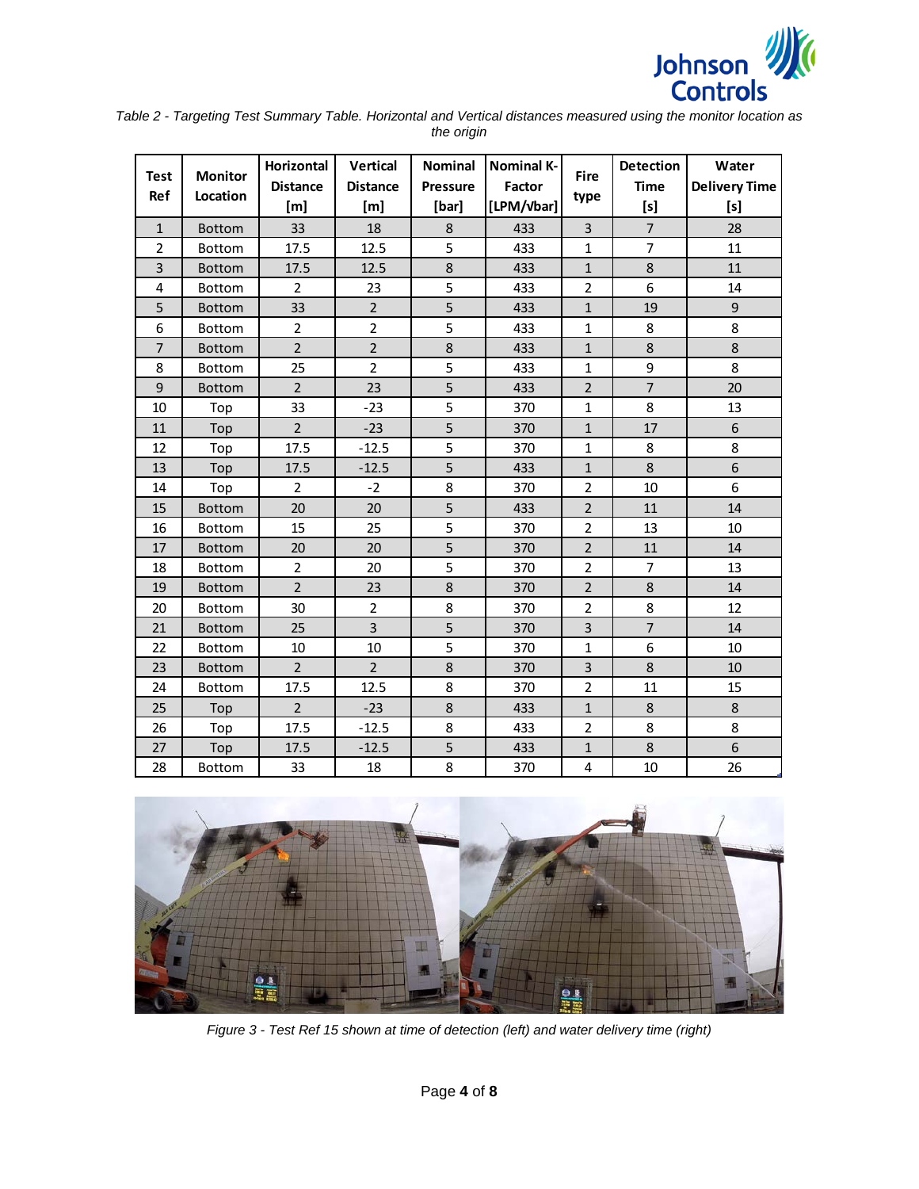*Table 2 - Targeting Test Summary Table. Horizontal and Vertical distances measured using the monitor location as the origin*

| Test Ref | Monitor Location | Horizontal Distance [m] | Vertical Distance [m] | Nominal Pressure [bar] | Nominal K-Factor [LPM/√bar] | Fire type | Detection Time [s] | Water Delivery Time [s] |
|---|---|---|---|---|---|---|---|---|
| 1 | Bottom | 33 | 18 | 8 | 433 | 3 | 7 | 28 |
| 2 | Bottom | 17.5 | 12.5 | 5 | 433 | 1 | 7 | 11 |
| 3 | Bottom | 17.5 | 12.5 | 8 | 433 | 1 | 8 | 11 |
| 4 | Bottom | 2 | 23 | 5 | 433 | 2 | 6 | 14 |
| 5 | Bottom | 33 | 2 | 5 | 433 | 1 | 19 | 9 |
| 6 | Bottom | 2 | 2 | 5 | 433 | 1 | 8 | 8 |
| 7 | Bottom | 2 | 2 | 8 | 433 | 1 | 8 | 8 |
| 8 | Bottom | 25 | 2 | 5 | 433 | 1 | 9 | 8 |
| 9 | Bottom | 2 | 23 | 5 | 433 | 2 | 7 | 20 |
| 10 | Top | 33 | -23 | 5 | 370 | 1 | 8 | 13 |
| 11 | Top | 2 | -23 | 5 | 370 | 1 | 17 | 6 |
| 12 | Top | 17.5 | -12.5 | 5 | 370 | 1 | 8 | 8 |
| 13 | Top | 17.5 | -12.5 | 5 | 433 | 1 | 8 | 6 |
| 14 | Top | 2 | -2 | 8 | 370 | 2 | 10 | 6 |
| 15 | Bottom | 20 | 20 | 5 | 433 | 2 | 11 | 14 |
| 16 | Bottom | 15 | 25 | 5 | 370 | 2 | 13 | 10 |
| 17 | Bottom | 20 | 20 | 5 | 370 | 2 | 11 | 14 |
| 18 | Bottom | 2 | 20 | 5 | 370 | 2 | 7 | 13 |
| 19 | Bottom | 2 | 23 | 8 | 370 | 2 | 8 | 14 |
| 20 | Bottom | 30 | 2 | 8 | 370 | 2 | 8 | 12 |
| 21 | Bottom | 25 | 3 | 5 | 370 | 3 | 7 | 14 |
| 22 | Bottom | 10 | 10 | 5 | 370 | 1 | 6 | 10 |
| 23 | Bottom | 2 | 2 | 8 | 370 | 3 | 8 | 10 |
| 24 | Bottom | 17.5 | 12.5 | 8 | 370 | 2 | 11 | 15 |
| 25 | Top | 2 | -23 | 8 | 433 | 1 | 8 | 8 |
| 26 | Top | 17.5 | -12.5 | 8 | 433 | 2 | 8 | 8 |
| 27 | Top | 17.5 | -12.5 | 5 | 433 | 1 | 8 | 6 |
| 28 | Bottom | 33 | 18 | 8 | 370 | 4 | 10 | 26 |

*Figure 3 - Test Ref 15 shown at time of detection (left) and water delivery time (right)*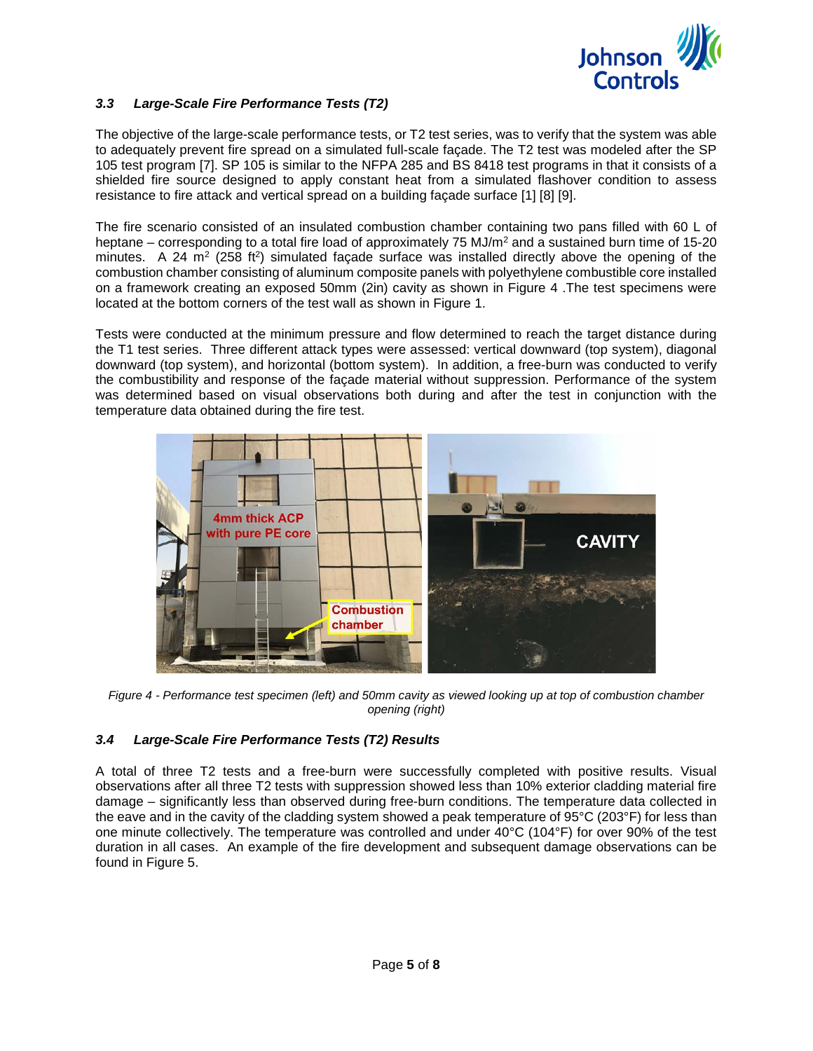### *3.3 Large-Scale Fire Performance Tests (T2)*

The objective of the large-scale performance tests, or T2 test series, was to verify that the system was able to adequately prevent fire spread on a simulated full-scale façade. The T2 test was modeled after the SP 105 test program [7]. SP 105 is similar to the NFPA 285 and BS 8418 test programs in that it consists of a shielded fire source designed to apply constant heat from a simulated flashover condition to assess resistance to fire attack and vertical spread on a building façade surface [1] [8] [9].

The fire scenario consisted of an insulated combustion chamber containing two pans filled with 60 L of heptane – corresponding to a total fire load of approximately 75 MJ/m$^2$ and a sustained burn time of 15-20 minutes. A 24 m$^2$ (258 ft$^2$) simulated façade surface was installed directly above the opening of the combustion chamber consisting of aluminum composite panels with polyethylene combustible core installed on a framework creating an exposed 50mm (2in) cavity as shown in Figure 4 .The test specimens were located at the bottom corners of the test wall as shown in Figure 1.

Tests were conducted at the minimum pressure and flow determined to reach the target distance during the T1 test series. Three different attack types were assessed: vertical downward (top system), diagonal downward (top system), and horizontal (bottom system). In addition, a free-burn was conducted to verify the combustibility and response of the façade material without suppression. Performance of the system was determined based on visual observations both during and after the test in conjunction with the temperature data obtained during the fire test.

*Figure 4 - Performance test specimen (left) and 50mm cavity as viewed looking up at top of combustion chamber opening (right)*

### *3.4 Large-Scale Fire Performance Tests (T2) Results*

A total of three T2 tests and a free-burn were successfully completed with positive results. Visual observations after all three T2 tests with suppression showed less than 10% exterior cladding material fire damage – significantly less than observed during free-burn conditions. The temperature data collected in the eave and in the cavity of the cladding system showed a peak temperature of 95°C (203°F) for less than one minute collectively. The temperature was controlled and under 40°C (104°F) for over 90% of the test duration in all cases. An example of the fire development and subsequent damage observations can be found in Figure 5.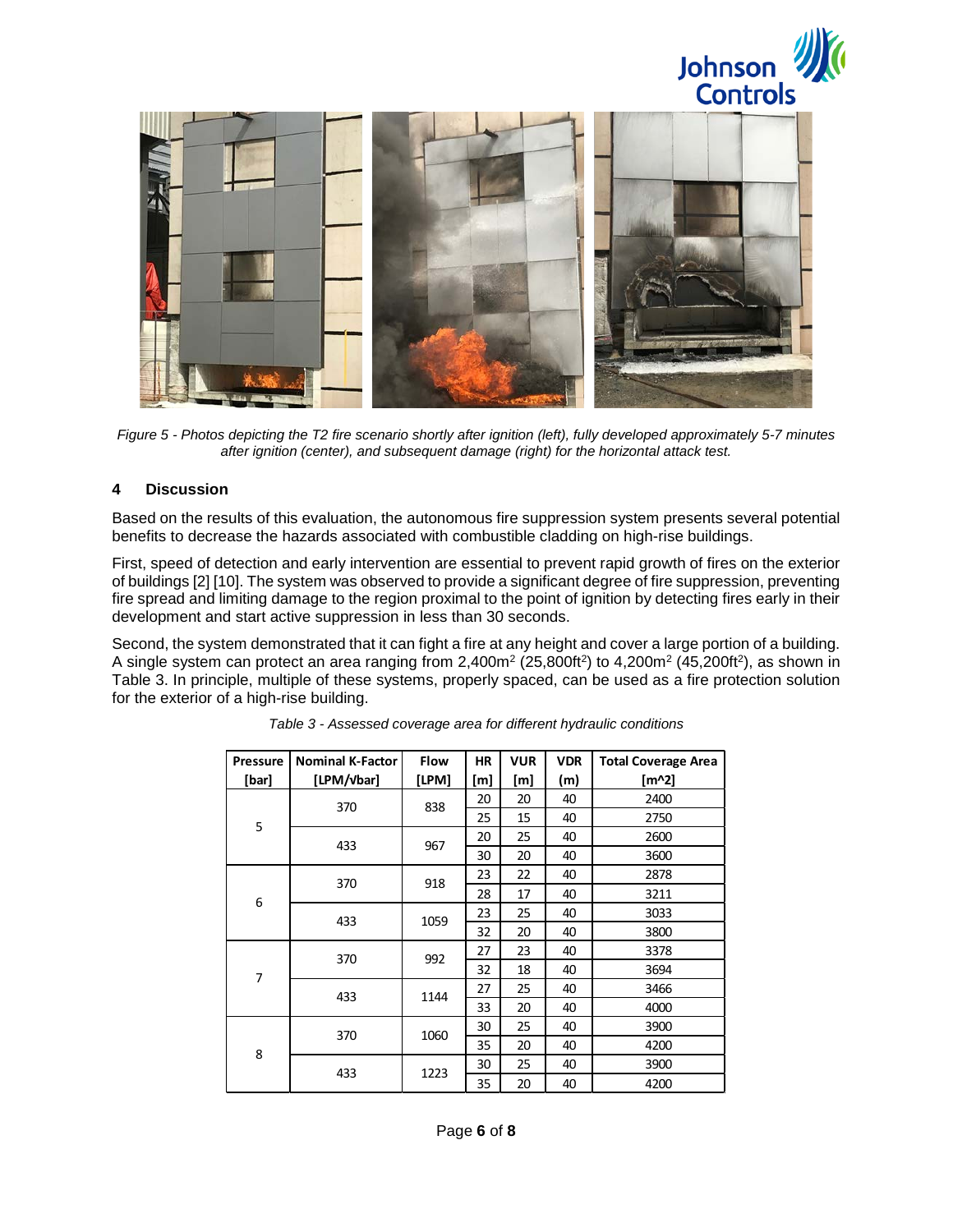*Figure 5 - Photos depicting the T2 fire scenario shortly after ignition (left), fully developed approximately 5-7 minutes after ignition (center), and subsequent damage (right) for the horizontal attack test.*

## 4 Discussion

Based on the results of this evaluation, the autonomous fire suppression system presents several potential benefits to decrease the hazards associated with combustible cladding on high-rise buildings.

First, speed of detection and early intervention are essential to prevent rapid growth of fires on the exterior of buildings [2] [10]. The system was observed to provide a significant degree of fire suppression, preventing fire spread and limiting damage to the region proximal to the point of ignition by detecting fires early in their development and start active suppression in less than 30 seconds.

Second, the system demonstrated that it can fight a fire at any height and cover a large portion of a building. A single system can protect an area ranging from 2,400m$^2$ (25,800ft$^2$) to 4,200m$^2$ (45,200ft$^2$), as shown in Table 3. In principle, multiple of these systems, properly spaced, can be used as a fire protection solution for the exterior of a high-rise building.

*Table 3 - Assessed coverage area for different hydraulic conditions*

| Pressure [bar] | Nominal K-Factor [LPM/√bar] | Flow [LPM] | HR [m] | VUR [m] | VDR (m) | Total Coverage Area [m^2] |
|---|---|---|---|---|---|---|
| 5 | 370 | 838 | 20 | 20 | 40 | 2400 |
| | | | 25 | 15 | 40 | 2750 |
| | 433 | 967 | 20 | 25 | 40 | 2600 |
| | | | 30 | 20 | 40 | 3600 |
| 6 | 370 | 918 | 23 | 22 | 40 | 2878 |
| | | | 28 | 17 | 40 | 3211 |
| | 433 | 1059 | 23 | 25 | 40 | 3033 |
| | | | 32 | 20 | 40 | 3800 |
| 7 | 370 | 992 | 27 | 23 | 40 | 3378 |
| | | | 32 | 18 | 40 | 3694 |
| | 433 | 1144 | 27 | 25 | 40 | 3466 |
| | | | 33 | 20 | 40 | 4000 |
| 8 | 370 | 1060 | 30 | 25 | 40 | 3900 |
| | | | 35 | 20 | 40 | 4200 |
| | 433 | 1223 | 30 | 25 | 40 | 3900 |
| | | | 35 | 20 | 40 | 4200 |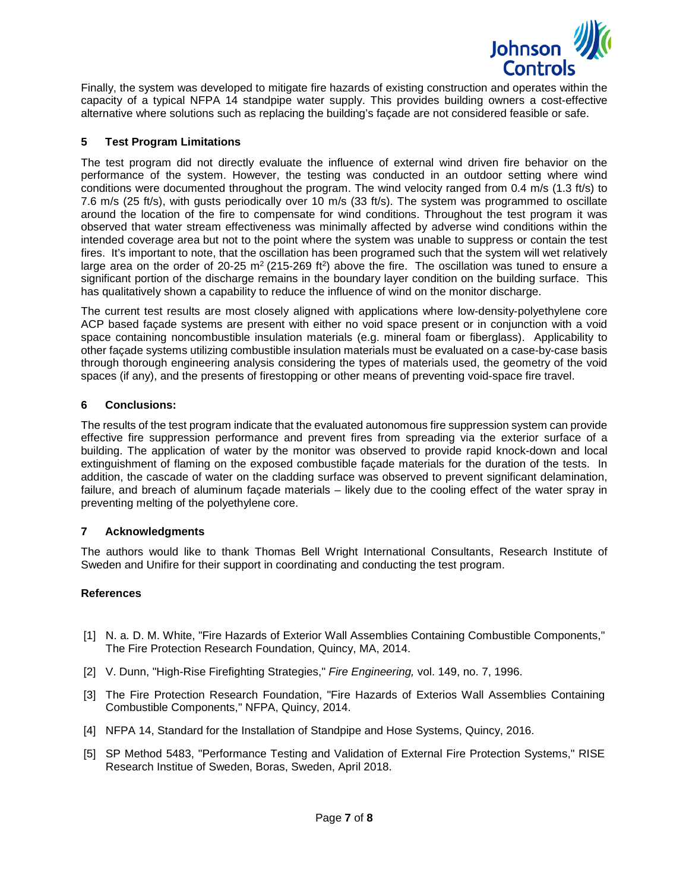Finally, the system was developed to mitigate fire hazards of existing construction and operates within the capacity of a typical NFPA 14 standpipe water supply. This provides building owners a cost-effective alternative where solutions such as replacing the building's façade are not considered feasible or safe.

## 5 Test Program Limitations

The test program did not directly evaluate the influence of external wind driven fire behavior on the performance of the system. However, the testing was conducted in an outdoor setting where wind conditions were documented throughout the program. The wind velocity ranged from 0.4 m/s (1.3 ft/s) to 7.6 m/s (25 ft/s), with gusts periodically over 10 m/s (33 ft/s). The system was programmed to oscillate around the location of the fire to compensate for wind conditions. Throughout the test program it was observed that water stream effectiveness was minimally affected by adverse wind conditions within the intended coverage area but not to the point where the system was unable to suppress or contain the test fires. It's important to note, that the oscillation has been programed such that the system will wet relatively large area on the order of 20-25 $m^2$ (215-269 $ft^2$) above the fire. The oscillation was tuned to ensure a significant portion of the discharge remains in the boundary layer condition on the building surface. This has qualitatively shown a capability to reduce the influence of wind on the monitor discharge.

The current test results are most closely aligned with applications where low-density-polyethylene core ACP based façade systems are present with either no void space present or in conjunction with a void space containing noncombustible insulation materials (e.g. mineral foam or fiberglass). Applicability to other façade systems utilizing combustible insulation materials must be evaluated on a case-by-case basis through thorough engineering analysis considering the types of materials used, the geometry of the void spaces (if any), and the presents of firestopping or other means of preventing void-space fire travel.

## 6 Conclusions:

The results of the test program indicate that the evaluated autonomous fire suppression system can provide effective fire suppression performance and prevent fires from spreading via the exterior surface of a building. The application of water by the monitor was observed to provide rapid knock-down and local extinguishment of flaming on the exposed combustible façade materials for the duration of the tests. In addition, the cascade of water on the cladding surface was observed to prevent significant delamination, failure, and breach of aluminum façade materials – likely due to the cooling effect of the water spray in preventing melting of the polyethylene core.

## 7 Acknowledgments

The authors would like to thank Thomas Bell Wright International Consultants, Research Institute of Sweden and Unifire for their support in coordinating and conducting the test program.

## References

[1] N. a. D. M. White, "Fire Hazards of Exterior Wall Assemblies Containing Combustible Components," The Fire Protection Research Foundation, Quincy, MA, 2014.

[2] V. Dunn, "High-Rise Firefighting Strategies," *Fire Engineering,* vol. 149, no. 7, 1996.

[3] The Fire Protection Research Foundation, "Fire Hazards of Exterios Wall Assemblies Containing Combustible Components," NFPA, Quincy, 2014.

[4] NFPA 14, Standard for the Installation of Standpipe and Hose Systems, Quincy, 2016.

[5] SP Method 5483, "Performance Testing and Validation of External Fire Protection Systems," RISE Research Institue of Sweden, Boras, Sweden, April 2018.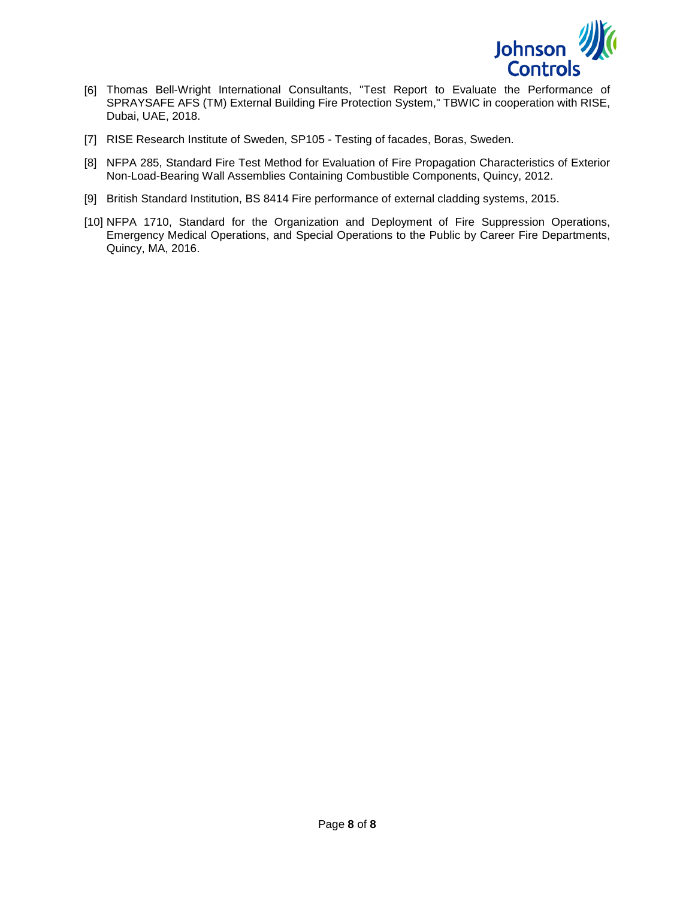[6] Thomas Bell-Wright International Consultants, "Test Report to Evaluate the Performance of SPRAYSAFE AFS (TM) External Building Fire Protection System," TBWIC in cooperation with RISE, Dubai, UAE, 2018.

[7] RISE Research Institute of Sweden, SP105 - Testing of facades, Boras, Sweden.

[8] NFPA 285, Standard Fire Test Method for Evaluation of Fire Propagation Characteristics of Exterior Non-Load-Bearing Wall Assemblies Containing Combustible Components, Quincy, 2012.

[9] British Standard Institution, BS 8414 Fire performance of external cladding systems, 2015.

[10] NFPA 1710, Standard for the Organization and Deployment of Fire Suppression Operations, Emergency Medical Operations, and Special Operations to the Public by Career Fire Departments, Quincy, MA, 2016.